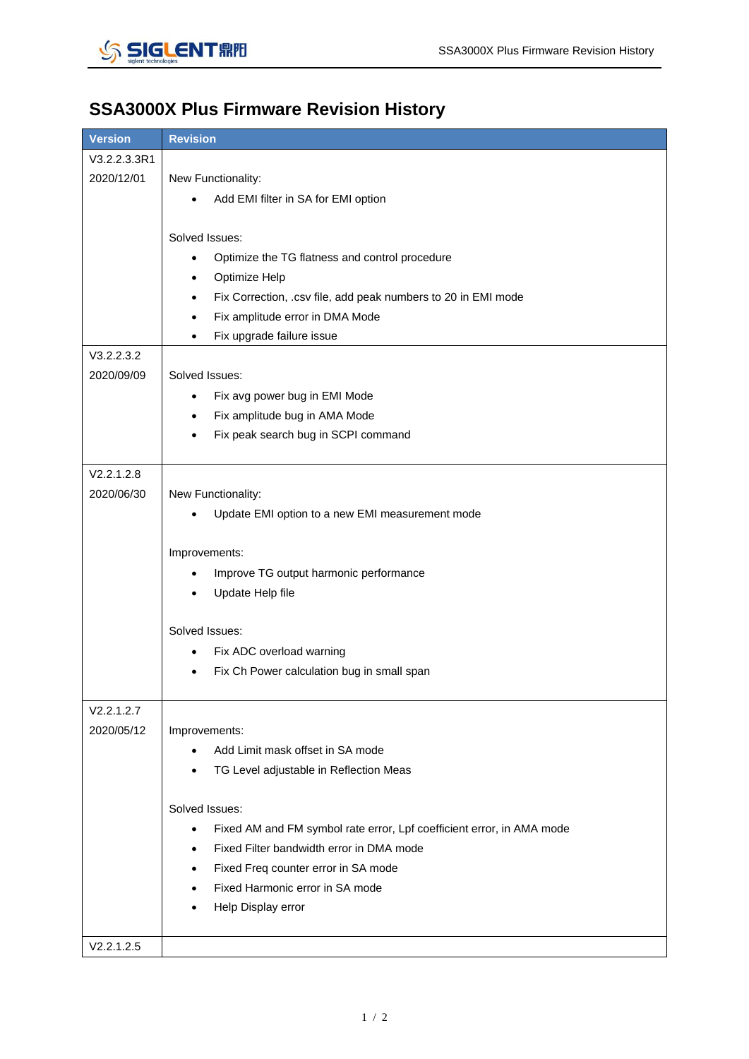# SSA3000X Plus Firmware Revision History

| Version | Revision |
|---|---|
| V3.2.2.3.3R1<br>2020/12/01 | New Functionality:<br>• Add EMI filter in SA for EMI option<br><br>Solved Issues:<br>• Optimize the TG flatness and control procedure<br>• Optimize Help<br>• Fix Correction, .csv file, add peak numbers to 20 in EMI mode<br>• Fix amplitude error in DMA Mode<br>• Fix upgrade failure issue |
| V3.2.2.3.2<br>2020/09/09 | Solved Issues:<br>• Fix avg power bug in EMI Mode<br>• Fix amplitude bug in AMA Mode<br>• Fix peak search bug in SCPI command |
| V2.2.1.2.8<br>2020/06/30 | New Functionality:<br>• Update EMI option to a new EMI measurement mode<br><br>Improvements:<br>• Improve TG output harmonic performance<br>• Update Help file<br><br>Solved Issues:<br>• Fix ADC overload warning<br>• Fix Ch Power calculation bug in small span |
| V2.2.1.2.7<br>2020/05/12 | Improvements:<br>• Add Limit mask offset in SA mode<br>• TG Level adjustable in Reflection Meas<br><br>Solved Issues:<br>• Fixed AM and FM symbol rate error, Lpf coefficient error, in AMA mode<br>• Fixed Filter bandwidth error in DMA mode<br>• Fixed Freq counter error in SA mode<br>• Fixed Harmonic error in SA mode<br>• Help Display error |
| V2.2.1.2.5 | |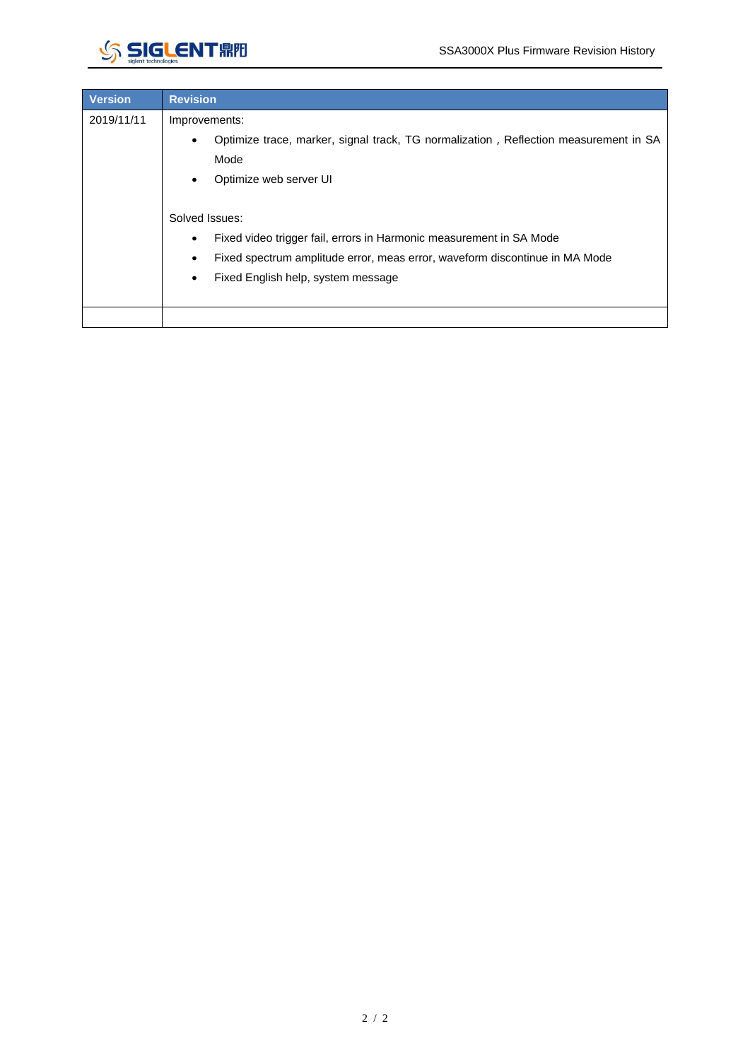| Version | Revision |
|---|---|
| 2019/11/11 | Improvements:<br>• Optimize trace, marker, signal track, TG normalization，Reflection measurement in SA Mode<br>• Optimize web server UI<br><br>Solved Issues:<br>• Fixed video trigger fail, errors in Harmonic measurement in SA Mode<br>• Fixed spectrum amplitude error, meas error, waveform discontinue in MA Mode<br>• Fixed English help, system message |
| | |